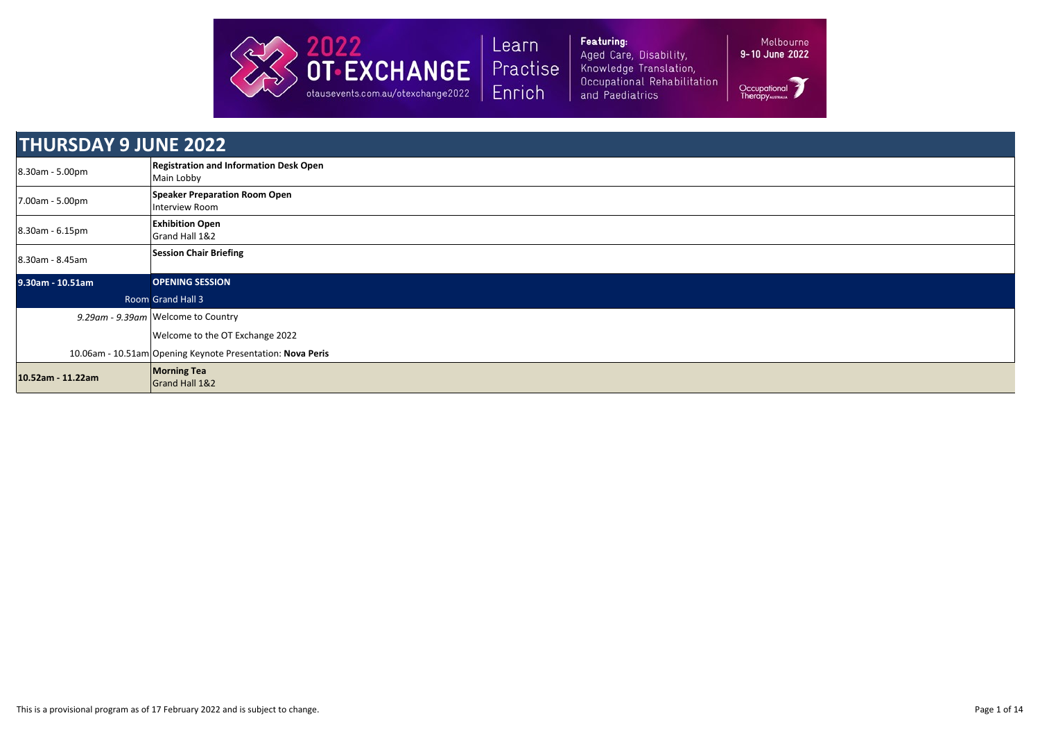2022 OT·EXCHANGE
otausevents.com.au/otexchange2022

Learn Practise Enrich

**Featuring:**
Aged Care, Disability, Knowledge Translation, Occupational Rehabilitation and Paediatrics

Melbourne
**9-10 June 2022**

Occupational Therapy Australia

# THURSDAY 9 JUNE 2022

| Time | Session |
| --- | --- |
| 8.30am - 5.00pm | **Registration and Information Desk Open**<br>Main Lobby |
| 7.00am - 5.00pm | **Speaker Preparation Room Open**<br>Interview Room |
| 8.30am - 6.15pm | **Exhibition Open**<br>Grand Hall 1&2 |
| 8.30am - 8.45am | **Session Chair Briefing** |
| **9.30am - 10.51am** | **OPENING SESSION** |
| Room | Grand Hall 3 |
| *9.29am - 9.39am* | Welcome to Country |
| | Welcome to the OT Exchange 2022 |
| 10.06am - 10.51am | Opening Keynote Presentation: **Nova Peris** |
| **10.52am - 11.22am** | **Morning Tea**<br>Grand Hall 1&2 |

This is a provisional program as of 17 February 2022 and is subject to change.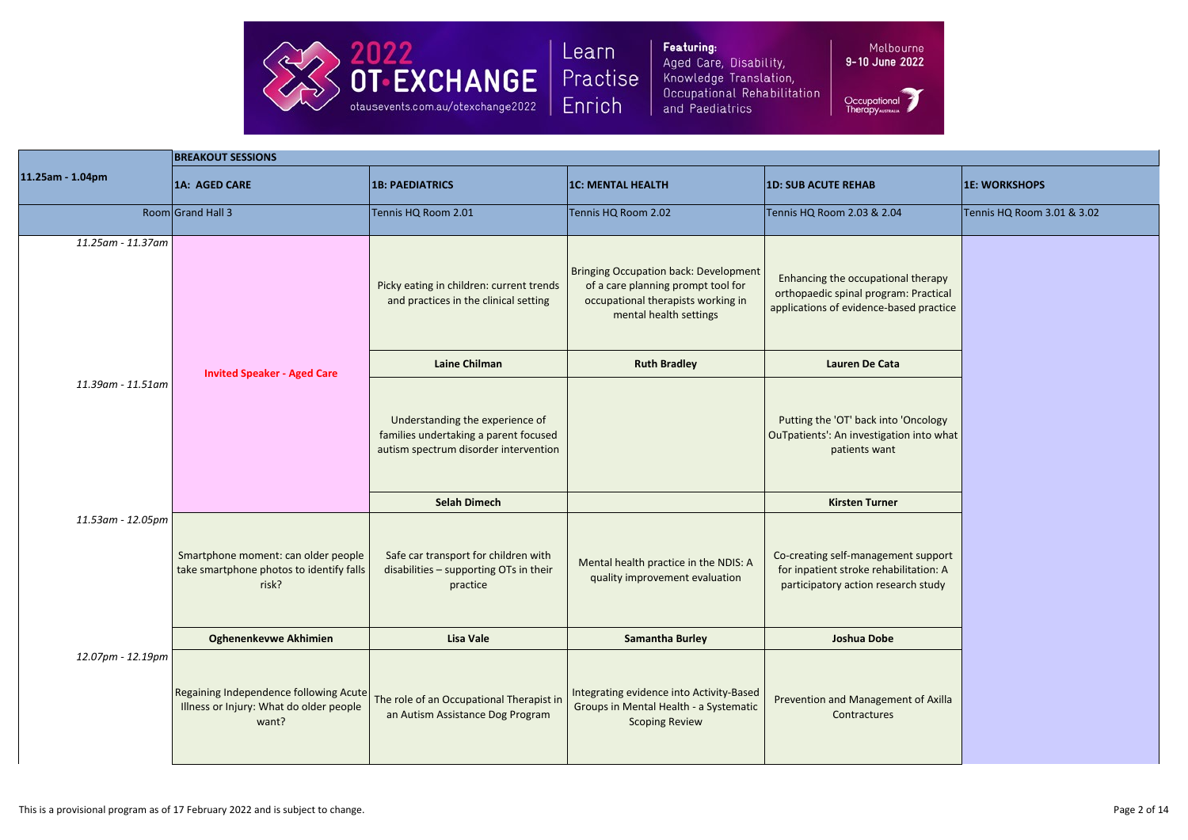# 2022 OT-EXCHANGE

otausevents.com.au/otexchange2022

Learn Practise Enrich

**Featuring:** Aged Care, Disability, Knowledge Translation, Occupational Rehabilitation and Paediatrics

Melbourne **9-10 June 2022**

Occupational Therapy Australia

| **11.25am - 1.04pm** | **BREAKOUT SESSIONS** | | | | |
|---|---|---|---|---|---|
| | **1A: AGED CARE** | **1B: PAEDIATRICS** | **1C: MENTAL HEALTH** | **1D: SUB ACUTE REHAB** | **1E: WORKSHOPS** |
| Room | Grand Hall 3 | Tennis HQ Room 2.01 | Tennis HQ Room 2.02 | Tennis HQ Room 2.03 & 2.04 | Tennis HQ Room 3.01 & 3.02 |
| *11.25am - 11.37am* | **Invited Speaker - Aged Care** | Picky eating in children: current trends and practices in the clinical setting | Bringing Occupation back: Development of a care planning prompt tool for occupational therapists working in mental health settings | Enhancing the occupational therapy orthopaedic spinal program: Practical applications of evidence-based practice | |
| | | **Laine Chilman** | **Ruth Bradley** | **Lauren De Cata** | |
| *11.39am - 11.51am* | | Understanding the experience of families undertaking a parent focused autism spectrum disorder intervention | | Putting the 'OT' back into 'Oncology OuTpatients': An investigation into what patients want | |
| | | **Selah Dimech** | | **Kirsten Turner** | |
| *11.53am - 12.05pm* | Smartphone moment: can older people take smartphone photos to identify falls risk? | Safe car transport for children with disabilities – supporting OTs in their practice | Mental health practice in the NDIS: A quality improvement evaluation | Co-creating self-management support for inpatient stroke rehabilitation: A participatory action research study | |
| | **Oghenenkevwe Akhimien** | **Lisa Vale** | **Samantha Burley** | **Joshua Dobe** | |
| *12.07pm - 12.19pm* | Regaining Independence following Acute Illness or Injury: What do older people want? | The role of an Occupational Therapist in an Autism Assistance Dog Program | Integrating evidence into Activity-Based Groups in Mental Health - a Systematic Scoping Review | Prevention and Management of Axilla Contractures | |

This is a provisional program as of 17 February 2022 and is subject to change.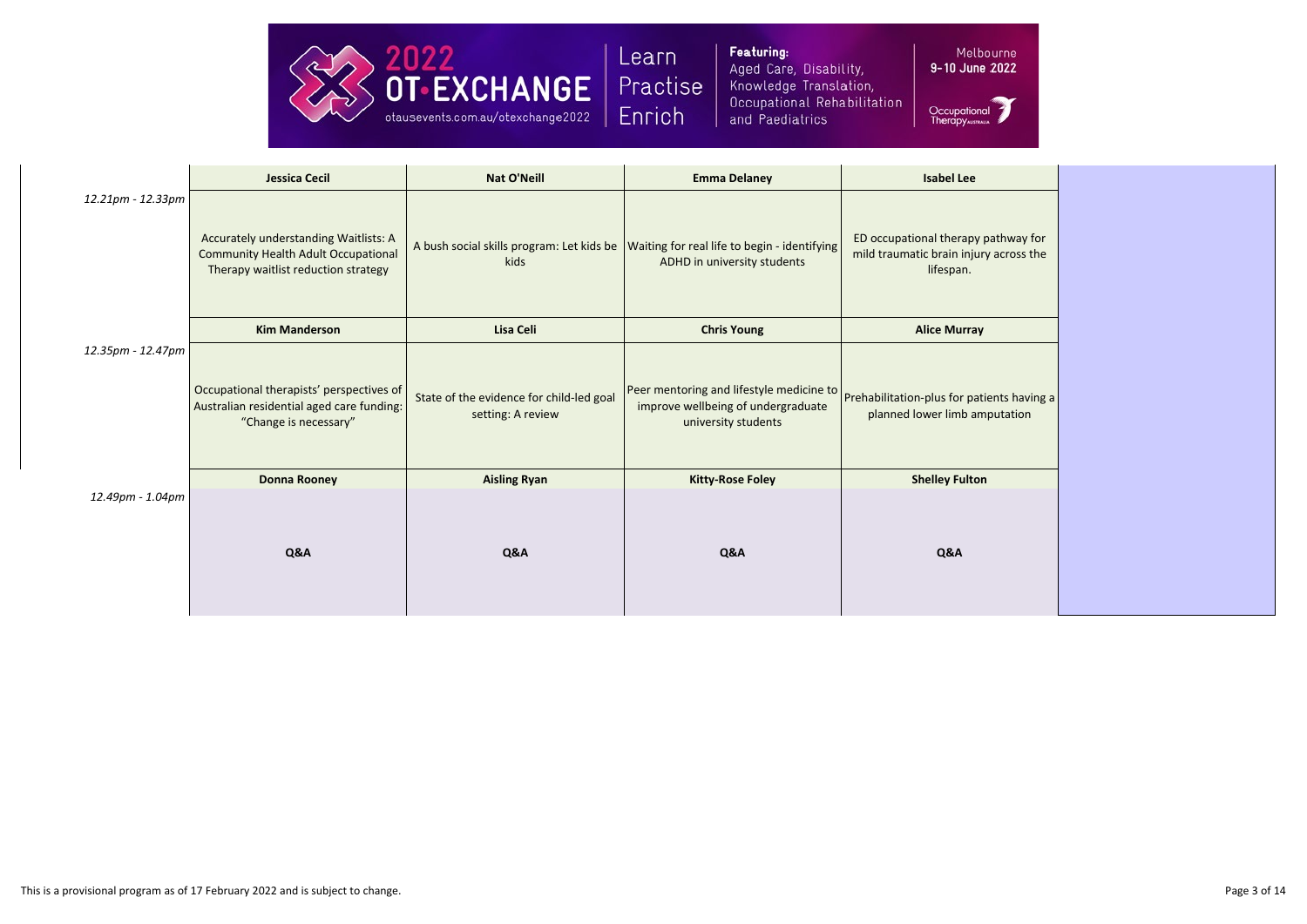| | Jessica Cecil | Nat O'Neill | Emma Delaney | Isabel Lee | |
|---|---|---|---|---|---|
| *12.21pm - 12.33pm* | Accurately understanding Waitlists: A Community Health Adult Occupational Therapy waitlist reduction strategy | A bush social skills program: Let kids be kids | Waiting for real life to begin - identifying ADHD in university students | ED occupational therapy pathway for mild traumatic brain injury across the lifespan. | |
| | **Kim Manderson** | **Lisa Celi** | **Chris Young** | **Alice Murray** | |
| *12.35pm - 12.47pm* | Occupational therapists' perspectives of Australian residential aged care funding: "Change is necessary" | State of the evidence for child-led goal setting: A review | Peer mentoring and lifestyle medicine to improve wellbeing of undergraduate university students | Prehabilitation-plus for patients having a planned lower limb amputation | |
| | **Donna Rooney** | **Aisling Ryan** | **Kitty-Rose Foley** | **Shelley Fulton** | |
| *12.49pm - 1.04pm* | **Q&A** | **Q&A** | **Q&A** | **Q&A** | |

This is a provisional program as of 17 February 2022 and is subject to change.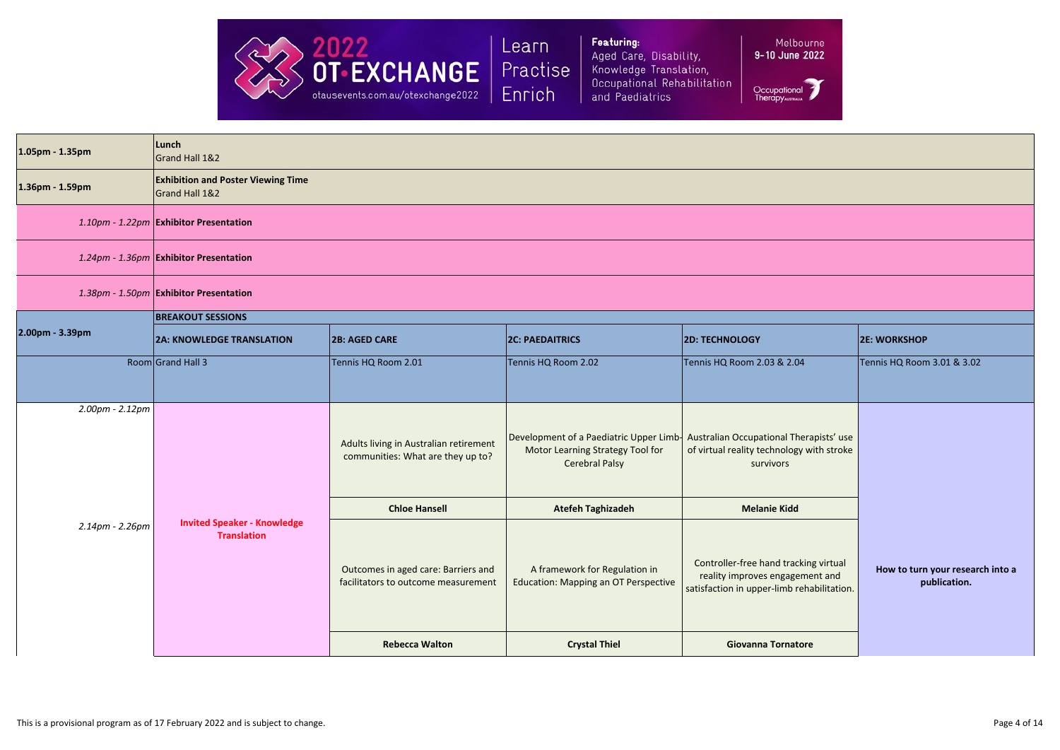| | | | | | |
|---|---|---|---|---|---|
| 1.05pm - 1.35pm | **Lunch**<br>Grand Hall 1&2 | | | | |
| 1.36pm - 1.59pm | **Exhibition and Poster Viewing Time**<br>Grand Hall 1&2 | | | | |
| *1.10pm - 1.22pm* | **Exhibitor Presentation** | | | | |
| *1.24pm - 1.36pm* | **Exhibitor Presentation** | | | | |
| *1.38pm - 1.50pm* | **Exhibitor Presentation** | | | | |
| 2.00pm - 3.39pm | **BREAKOUT SESSIONS** | | | | |
| | **2A: KNOWLEDGE TRANSLATION** | **2B: AGED CARE** | **2C: PAEDAITRICS** | **2D: TECHNOLOGY** | **2E: WORKSHOP** |
| Room | Grand Hall 3 | Tennis HQ Room 2.01 | Tennis HQ Room 2.02 | Tennis HQ Room 2.03 & 2.04 | Tennis HQ Room 3.01 & 3.02 |
| *2.00pm - 2.12pm* | **Invited Speaker - Knowledge Translation** | Adults living in Australian retirement communities: What are they up to? | Development of a Paediatric Upper Limb-Motor Learning Strategy Tool for Cerebral Palsy | Australian Occupational Therapists' use of virtual reality technology with stroke survivors | **How to turn your research into a publication.** |
| | | **Chloe Hansell** | **Atefeh Taghizadeh** | **Melanie Kidd** | |
| *2.14pm - 2.26pm* | | Outcomes in aged care: Barriers and facilitators to outcome measurement | A framework for Regulation in Education: Mapping an OT Perspective | Controller-free hand tracking virtual reality improves engagement and satisfaction in upper-limb rehabilitation. | |
| | | **Rebecca Walton** | **Crystal Thiel** | **Giovanna Tornatore** | |

This is a provisional program as of 17 February 2022 and is subject to change.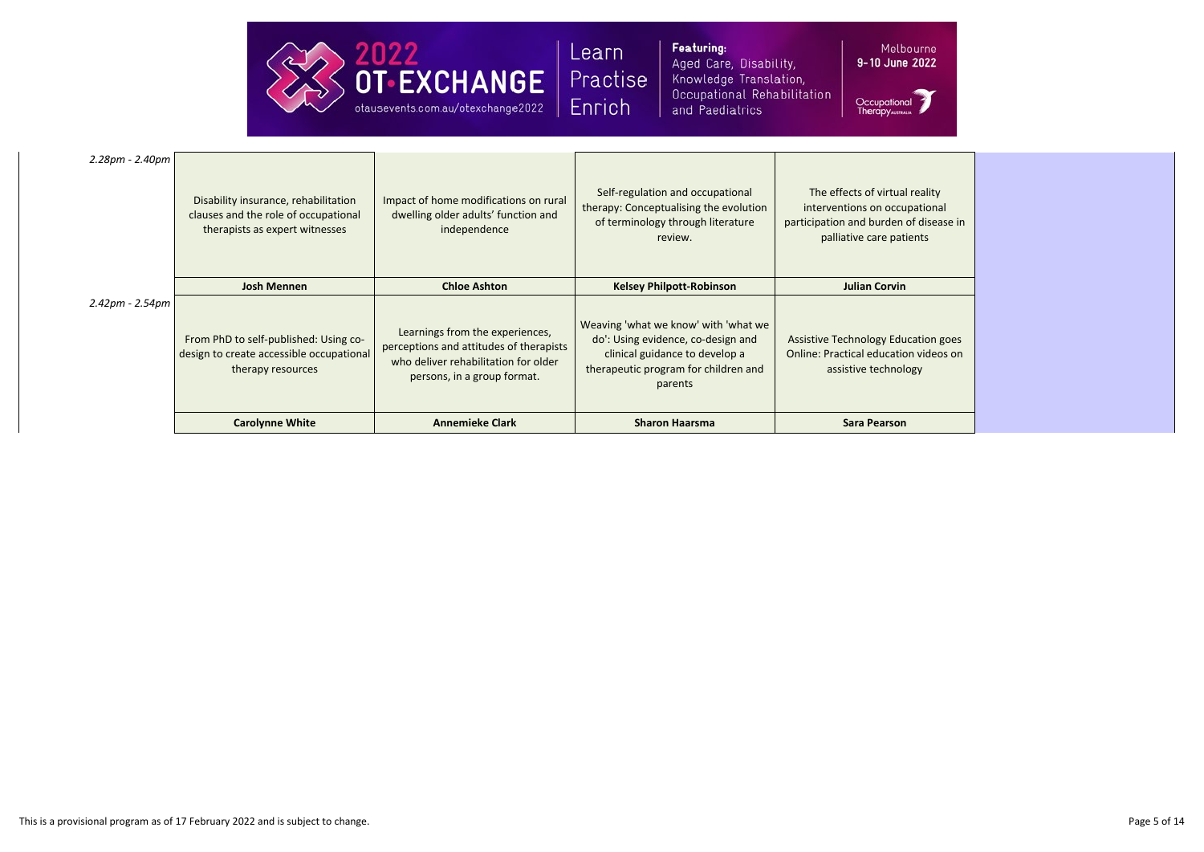| Time | | | | | |
|---|---|---|---|---|---|
| *2.28pm - 2.40pm* | Disability insurance, rehabilitation clauses and the role of occupational therapists as expert witnesses | Impact of home modifications on rural dwelling older adults' function and independence | Self-regulation and occupational therapy: Conceptualising the evolution of terminology through literature review. | The effects of virtual reality interventions on occupational participation and burden of disease in palliative care patients | |
| | **Josh Mennen** | **Chloe Ashton** | **Kelsey Philpott-Robinson** | **Julian Corvin** | |
| *2.42pm - 2.54pm* | From PhD to self-published: Using co-design to create accessible occupational therapy resources | Learnings from the experiences, perceptions and attitudes of therapists who deliver rehabilitation for older persons, in a group format. | Weaving 'what we know' with 'what we do': Using evidence, co-design and clinical guidance to develop a therapeutic program for children and parents | Assistive Technology Education goes Online: Practical education videos on assistive technology | |
| | **Carolynne White** | **Annemieke Clark** | **Sharon Haarsma** | **Sara Pearson** | |

This is a provisional program as of 17 February 2022 and is subject to change.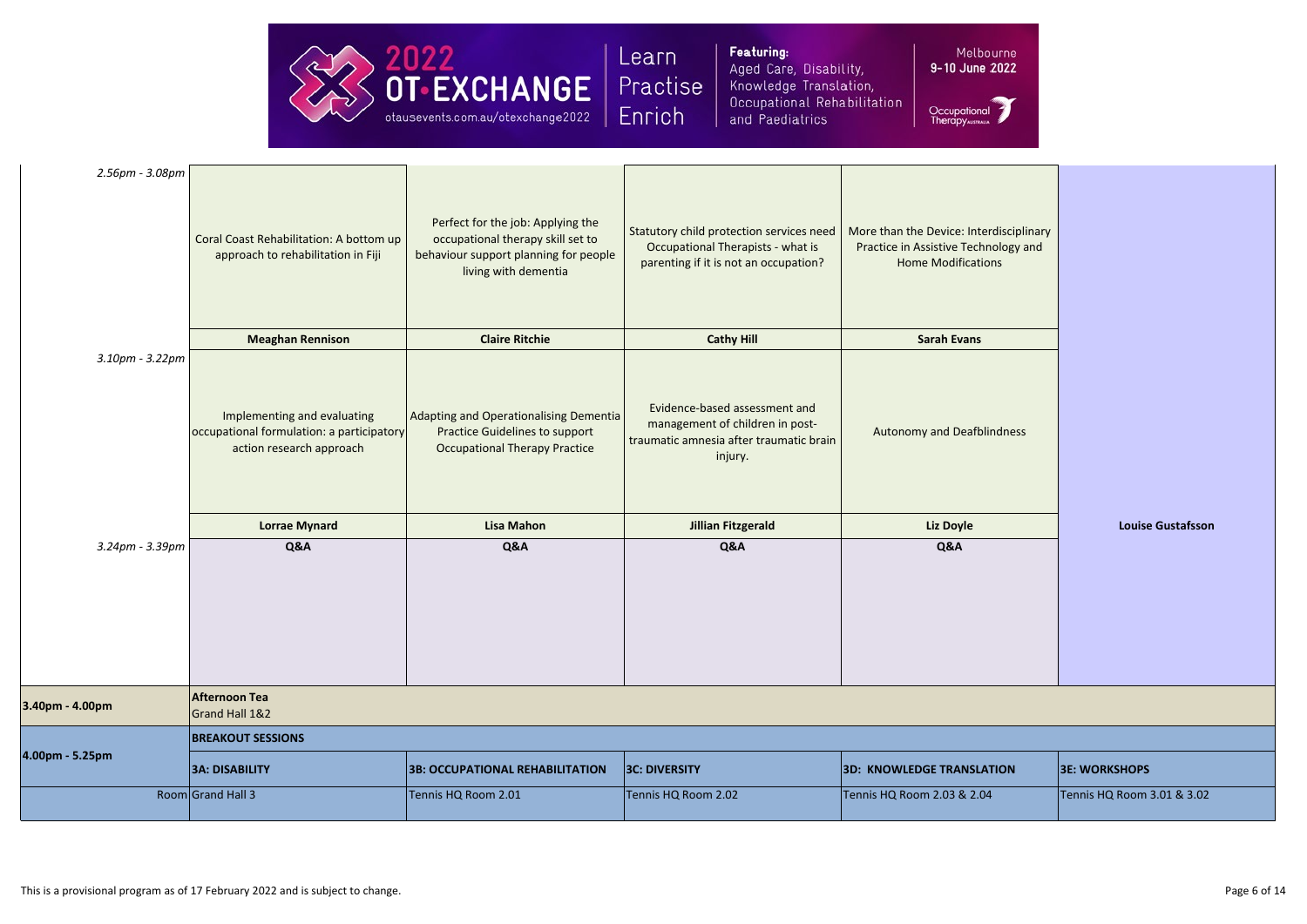| | | | | | |
|---|---|---|---|---|---|
| *2.56pm - 3.08pm* | Coral Coast Rehabilitation: A bottom up approach to rehabilitation in Fiji | Perfect for the job: Applying the occupational therapy skill set to behaviour support planning for people living with dementia | Statutory child protection services need Occupational Therapists - what is parenting if it is not an occupation? | More than the Device: Interdisciplinary Practice in Assistive Technology and Home Modifications | |
| | **Meaghan Rennison** | **Claire Ritchie** | **Cathy Hill** | **Sarah Evans** | |
| *3.10pm - 3.22pm* | Implementing and evaluating occupational formulation: a participatory action research approach | Adapting and Operationalising Dementia Practice Guidelines to support Occupational Therapy Practice | Evidence-based assessment and management of children in post-traumatic amnesia after traumatic brain injury. | Autonomy and Deafblindness | |
| | **Lorrae Mynard** | **Lisa Mahon** | **Jillian Fitzgerald** | **Liz Doyle** | **Louise Gustafsson** |
| *3.24pm - 3.39pm* | **Q&A** | **Q&A** | **Q&A** | **Q&A** | |
| **3.40pm - 4.00pm** | **Afternoon Tea**<br>Grand Hall 1&2 | | | | |
| **4.00pm - 5.25pm** | **BREAKOUT SESSIONS** | | | | |
| | **3A: DISABILITY** | **3B: OCCUPATIONAL REHABILITATION** | **3C: DIVERSITY** | **3D: KNOWLEDGE TRANSLATION** | **3E: WORKSHOPS** |
| Room | Grand Hall 3 | Tennis HQ Room 2.01 | Tennis HQ Room 2.02 | Tennis HQ Room 2.03 & 2.04 | Tennis HQ Room 3.01 & 3.02 |

This is a provisional program as of 17 February 2022 and is subject to change.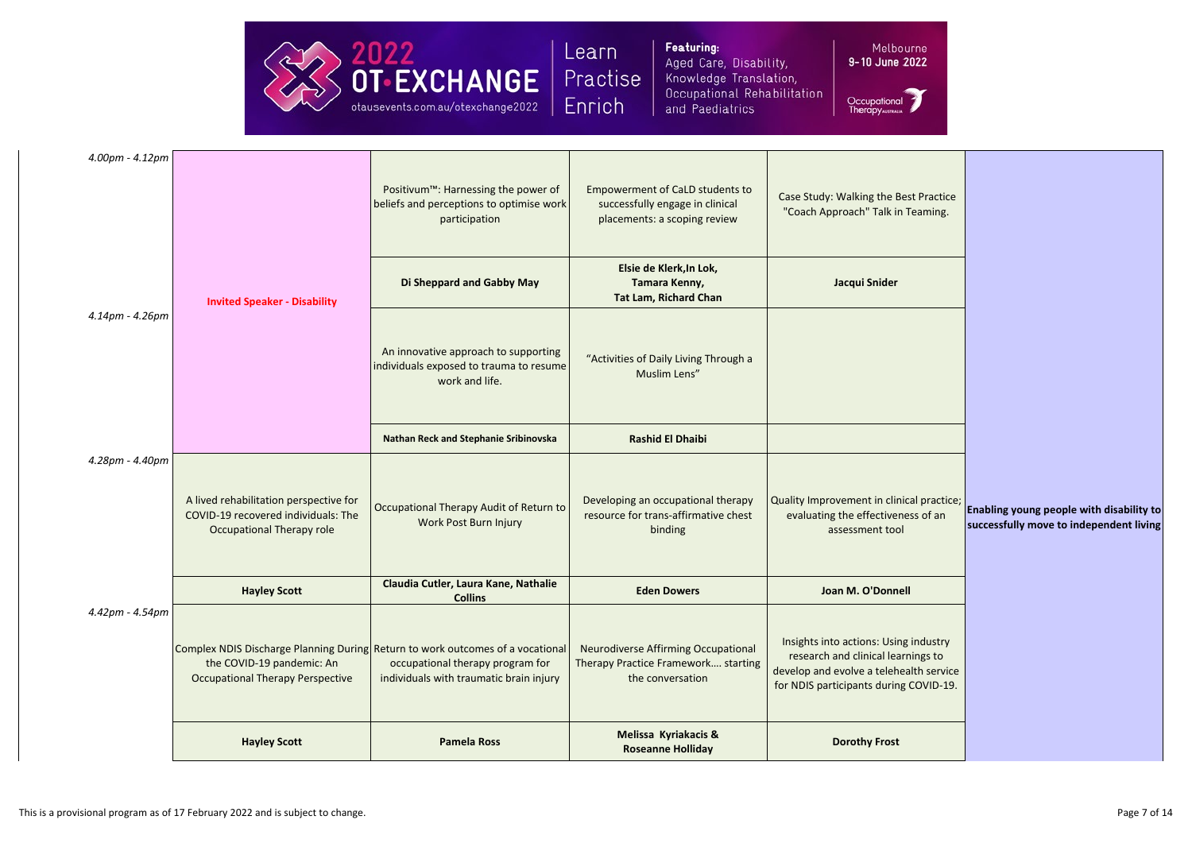| Time | | | | | |
|---|---|---|---|---|---|
| 4.00pm - 4.12pm | **Invited Speaker - Disability** | Positivum™: Harnessing the power of beliefs and perceptions to optimise work participation | Empowerment of CaLD students to successfully engage in clinical placements: a scoping review | Case Study: Walking the Best Practice "Coach Approach" Talk in Teaming. | **Enabling young people with disability to successfully move to independent living** |
| | | **Di Sheppard and Gabby May** | **Elsie de Klerk,In Lok, Tamara Kenny, Tat Lam, Richard Chan** | **Jacqui Snider** | |
| 4.14pm - 4.26pm | | An innovative approach to supporting individuals exposed to trauma to resume work and life. | "Activities of Daily Living Through a Muslim Lens" | | |
| | | **Nathan Reck and Stephanie Sribinovska** | **Rashid El Dhaibi** | | |
| 4.28pm - 4.40pm | A lived rehabilitation perspective for COVID-19 recovered individuals: The Occupational Therapy role | Occupational Therapy Audit of Return to Work Post Burn Injury | Developing an occupational therapy resource for trans-affirmative chest binding | Quality Improvement in clinical practice; evaluating the effectiveness of an assessment tool | |
| | **Hayley Scott** | **Claudia Cutler, Laura Kane, Nathalie Collins** | **Eden Dowers** | **Joan M. O'Donnell** | |
| 4.42pm - 4.54pm | Complex NDIS Discharge Planning During the COVID-19 pandemic: An Occupational Therapy Perspective | Return to work outcomes of a vocational occupational therapy program for individuals with traumatic brain injury | Neurodiverse Affirming Occupational Therapy Practice Framework.... starting the conversation | Insights into actions: Using industry research and clinical learnings to develop and evolve a telehealth service for NDIS participants during COVID-19. | |
| | **Hayley Scott** | **Pamela Ross** | **Melissa Kyriakacis & Roseanne Holliday** | **Dorothy Frost** | |

This is a provisional program as of 17 February 2022 and is subject to change.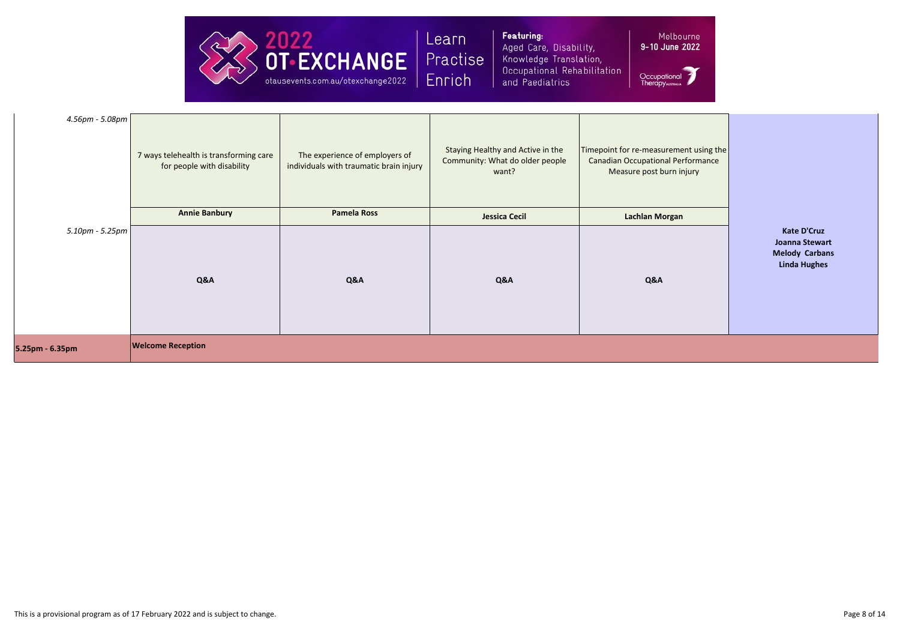| | | | | | |
|---|---|---|---|---|---|
| *4.56pm - 5.08pm* | 7 ways telehealth is transforming care for people with disability | The experience of employers of individuals with traumatic brain injury | Staying Healthy and Active in the Community: What do older people want? | Timepoint for re-measurement using the Canadian Occupational Performance Measure post burn injury | |
| | **Annie Banbury** | **Pamela Ross** | **Jessica Cecil** | **Lachlan Morgan** | |
| *5.10pm - 5.25pm* | **Q&A** | **Q&A** | **Q&A** | **Q&A** | **Kate D'Cruz**<br>**Joanna Stewart**<br>**Melody Carbans**<br>**Linda Hughes** |
| **5.25pm - 6.35pm** | **Welcome Reception** | | | | |

This is a provisional program as of 17 February 2022 and is subject to change.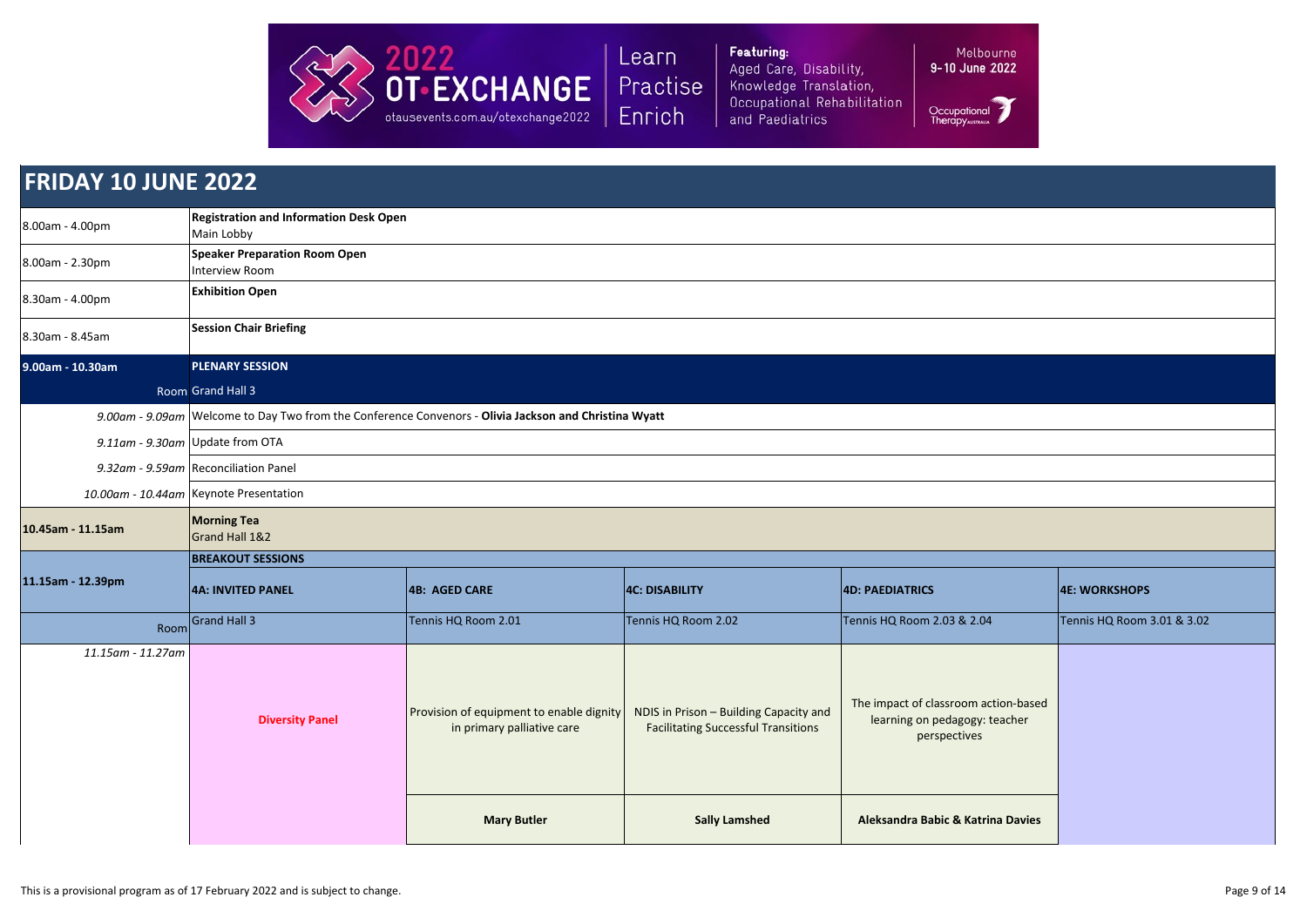2022 OT•EXCHANGE
otausevents.com.au/otexchange2022

Learn Practise Enrich

**Featuring:** Aged Care, Disability, Knowledge Translation, Occupational Rehabilitation and Paediatrics

Melbourne **9-10 June 2022**

Occupational Therapy Australia

# FRIDAY 10 JUNE 2022

| | |
|---|---|
| 8.00am - 4.00pm | **Registration and Information Desk Open**<br>Main Lobby |
| 8.00am - 2.30pm | **Speaker Preparation Room Open**<br>Interview Room |
| 8.30am - 4.00pm | **Exhibition Open** |
| 8.30am - 8.45am | **Session Chair Briefing** |
| **9.00am - 10.30am** | **PLENARY SESSION** |
| Room | Grand Hall 3 |
| *9.00am - 9.09am* | Welcome to Day Two from the Conference Convenors - **Olivia Jackson and Christina Wyatt** |
| *9.11am - 9.30am* | Update from OTA |
| *9.32am - 9.59am* | Reconciliation Panel |
| *10.00am - 10.44am* | Keynote Presentation |
| **10.45am - 11.15am** | **Morning Tea**<br>Grand Hall 1&2 |

| 11.15am - 12.39pm | BREAKOUT SESSIONS | | | | |
|---|---|---|---|---|---|
| | **4A: INVITED PANEL** | **4B: AGED CARE** | **4C: DISABILITY** | **4D: PAEDIATRICS** | **4E: WORKSHOPS** |
| Room | Grand Hall 3 | Tennis HQ Room 2.01 | Tennis HQ Room 2.02 | Tennis HQ Room 2.03 & 2.04 | Tennis HQ Room 3.01 & 3.02 |
| *11.15am - 11.27am* | **Diversity Panel** | Provision of equipment to enable dignity in primary palliative care<br><br>**Mary Butler** | NDIS in Prison – Building Capacity and Facilitating Successful Transitions<br><br>**Sally Lamshed** | The impact of classroom action-based learning on pedagogy: teacher perspectives<br><br>**Aleksandra Babic & Katrina Davies** | |

This is a provisional program as of 17 February 2022 and is subject to change.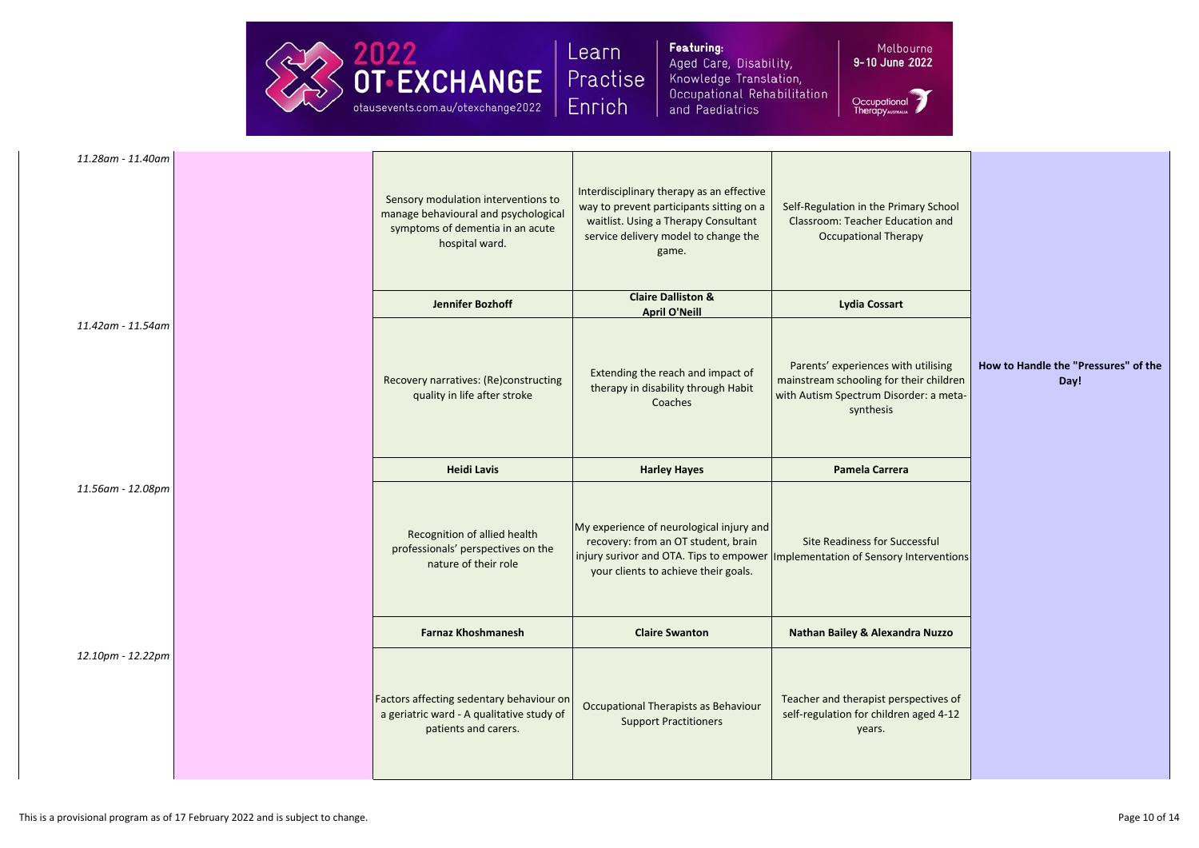| Time | | Session | Session | Session | |
|---|---|---|---|---|---|
| *11.28am - 11.40am* | | Sensory modulation interventions to manage behavioural and psychological symptoms of dementia in an acute hospital ward.<br><br>**Jennifer Bozhoff** | Interdisciplinary therapy as an effective way to prevent participants sitting on a waitlist. Using a Therapy Consultant service delivery model to change the game.<br><br>**Claire Dalliston & April O'Neill** | Self-Regulation in the Primary School Classroom: Teacher Education and Occupational Therapy<br><br>**Lydia Cossart** | **How to Handle the "Pressures" of the Day!** |
| *11.42am - 11.54am* | | Recovery narratives: (Re)constructing quality in life after stroke<br><br>**Heidi Lavis** | Extending the reach and impact of therapy in disability through Habit Coaches<br><br>**Harley Hayes** | Parents' experiences with utilising mainstream schooling for their children with Autism Spectrum Disorder: a meta-synthesis<br><br>**Pamela Carrera** | |
| *11.56am - 12.08pm* | | Recognition of allied health professionals' perspectives on the nature of their role<br><br>**Farnaz Khoshmanesh** | My experience of neurological injury and recovery: from an OT student, brain injury surivor and OTA. Tips to empower your clients to achieve their goals.<br><br>**Claire Swanton** | Site Readiness for Successful Implementation of Sensory Interventions<br><br>**Nathan Bailey & Alexandra Nuzzo** | |
| *12.10pm - 12.22pm* | | Factors affecting sedentary behaviour on a geriatric ward - A qualitative study of patients and carers. | Occupational Therapists as Behaviour Support Practitioners | Teacher and therapist perspectives of self-regulation for children aged 4-12 years. | |

This is a provisional program as of 17 February 2022 and is subject to change.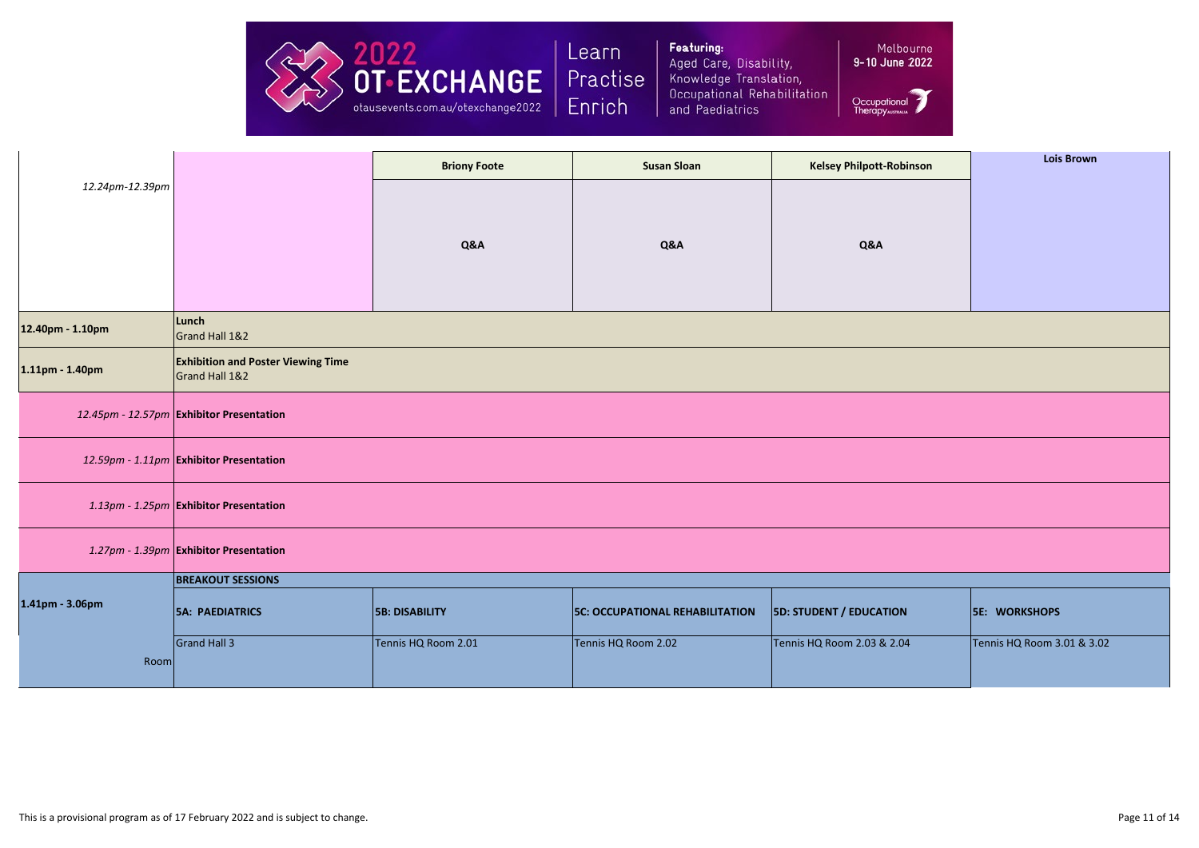| | | | | | |
|---|---|---|---|---|---|
| *12.24pm-12.39pm* | | **Briony Foote** | **Susan Sloan** | **Kelsey Philpott-Robinson** | **Lois Brown** |
| | | **Q&A** | **Q&A** | **Q&A** | |
| **12.40pm - 1.10pm** | **Lunch**<br>Grand Hall 1&2 | | | | |
| **1.11pm - 1.40pm** | **Exhibition and Poster Viewing Time**<br>Grand Hall 1&2 | | | | |
| *12.45pm - 12.57pm* | **Exhibitor Presentation** | | | | |
| *12.59pm - 1.11pm* | **Exhibitor Presentation** | | | | |
| *1.13pm - 1.25pm* | **Exhibitor Presentation** | | | | |
| *1.27pm - 1.39pm* | **Exhibitor Presentation** | | | | |
| **1.41pm - 3.06pm** | **BREAKOUT SESSIONS** | | | | |
| | **5A: PAEDIATRICS** | **5B: DISABILITY** | **5C: OCCUPATIONAL REHABILITATION** | **5D: STUDENT / EDUCATION** | **5E: WORKSHOPS** |
| Room | Grand Hall 3 | Tennis HQ Room 2.01 | Tennis HQ Room 2.02 | Tennis HQ Room 2.03 & 2.04 | Tennis HQ Room 3.01 & 3.02 |

This is a provisional program as of 17 February 2022 and is subject to change.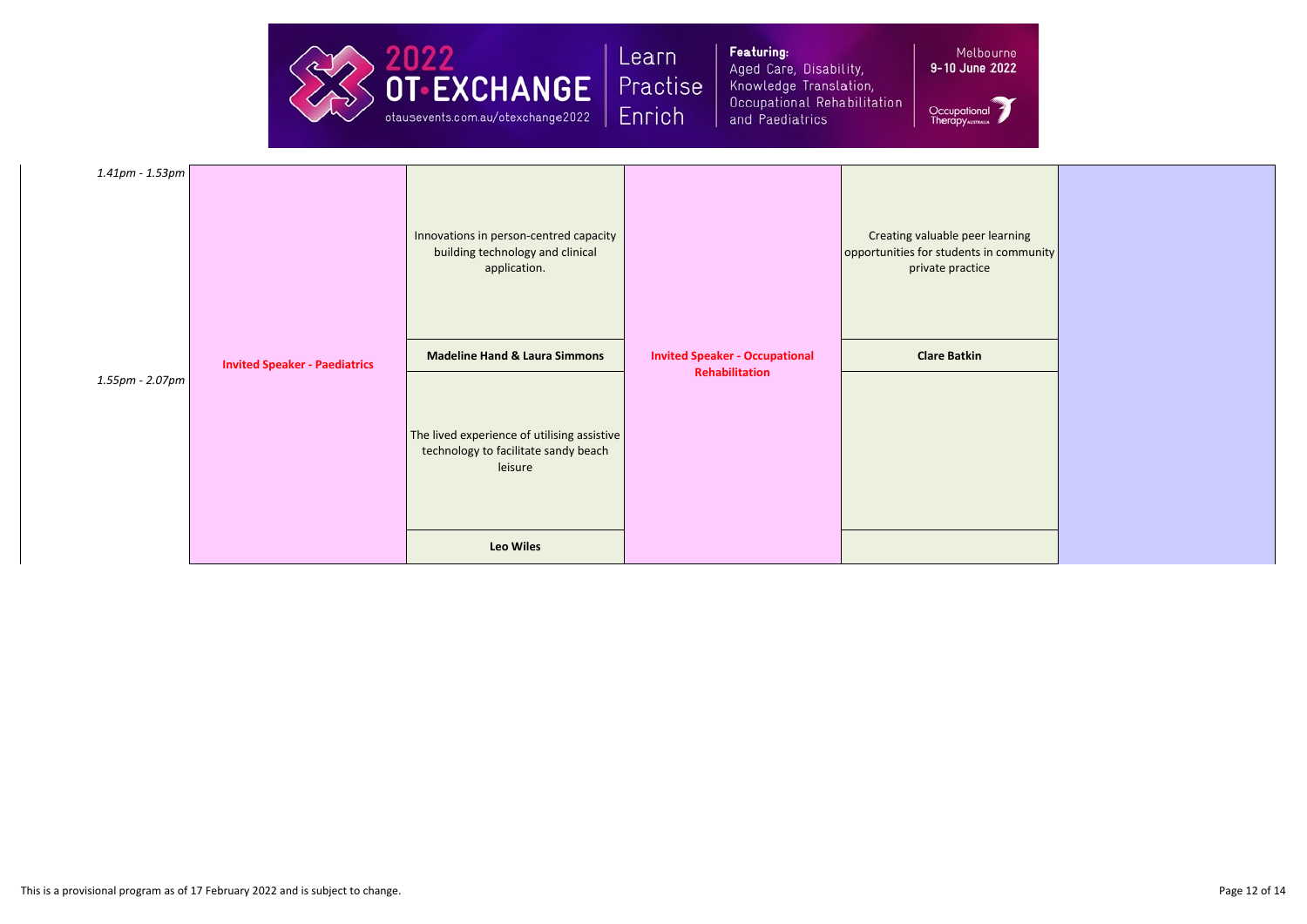| Time | | | | | |
|---|---|---|---|---|---|
| *1.41pm - 1.53pm* | **Invited Speaker - Paediatrics** | Innovations in person-centred capacity building technology and clinical application.<br><br>**Madeline Hand & Laura Simmons** | **Invited Speaker - Occupational Rehabilitation** | Creating valuable peer learning opportunities for students in community private practice<br><br>**Clare Batkin** | |
| *1.55pm - 2.07pm* | | The lived experience of utilising assistive technology to facilitate sandy beach leisure<br><br>**Leo Wiles** | | | |

This is a provisional program as of 17 February 2022 and is subject to change.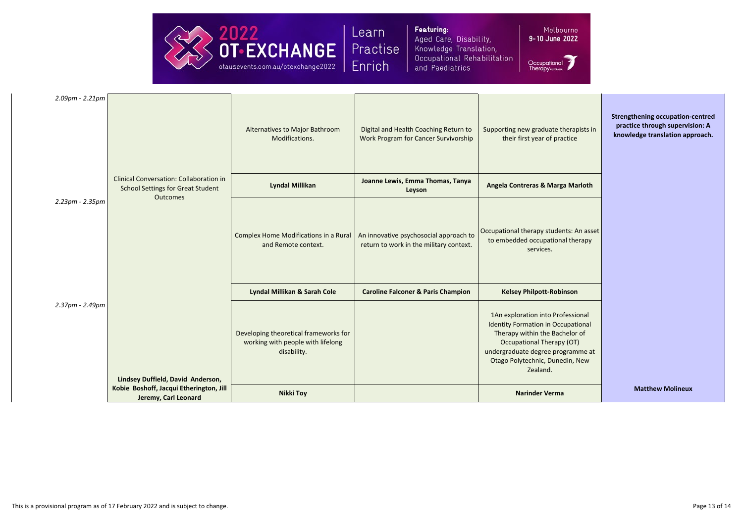| | | | | | |
|---|---|---|---|---|---|
| *2.09pm - 2.21pm* | Clinical Conversation: Collaboration in School Settings for Great Student Outcomes | Alternatives to Major Bathroom Modifications. | Digital and Health Coaching Return to Work Program for Cancer Survivorship | Supporting new graduate therapists in their first year of practice | **Strengthening occupation-centred practice through supervision: A knowledge translation approach.** |
| | | **Lyndal Millikan** | **Joanne Lewis, Emma Thomas, Tanya Leyson** | **Angela Contreras & Marga Marloth** | |
| *2.23pm - 2.35pm* | | Complex Home Modifications in a Rural and Remote context. | An innovative psychosocial approach to return to work in the military context. | Occupational therapy students: An asset to embedded occupational therapy services. | |
| | | **Lyndal Millikan & Sarah Cole** | **Caroline Falconer & Paris Champion** | **Kelsey Philpott-Robinson** | |
| *2.37pm - 2.49pm* | | Developing theoretical frameworks for working with people with lifelong disability. | | 1An exploration into Professional Identity Formation in Occupational Therapy within the Bachelor of Occupational Therapy (OT) undergraduate degree programme at Otago Polytechnic, Dunedin, New Zealand. | |
| | **Lindsey Duffield, David Anderson, Kobie Boshoff, Jacqui Etherington, Jill Jeremy, Carl Leonard** | **Nikki Toy** | | **Narinder Verma** | **Matthew Molineux** |

This is a provisional program as of 17 February 2022 and is subject to change.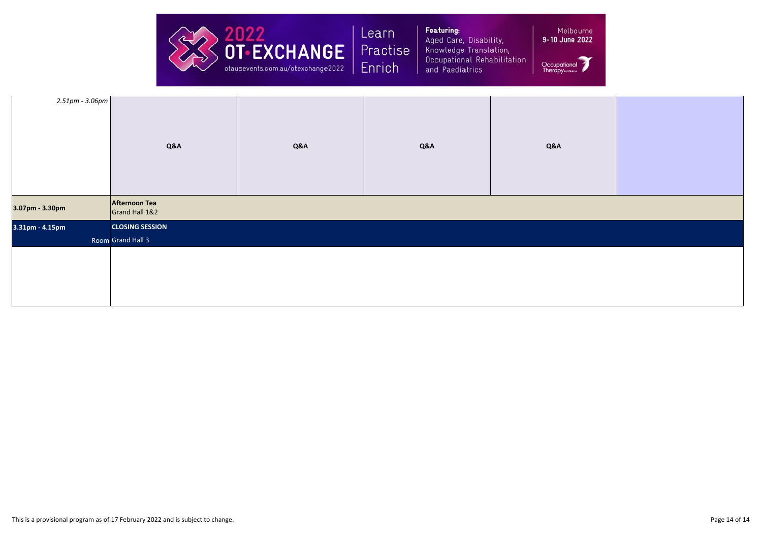| | | | | | |
|---|---|---|---|---|---|
| *2.51pm - 3.06pm* | **Q&A** | **Q&A** | **Q&A** | **Q&A** | |
| **3.07pm - 3.30pm** | **Afternoon Tea**<br>Grand Hall 1&2 | | | | |
| **3.31pm - 4.15pm**<br>Room | **CLOSING SESSION**<br>Grand Hall 3 | | | | |
| | | | | | |

This is a provisional program as of 17 February 2022 and is subject to change.